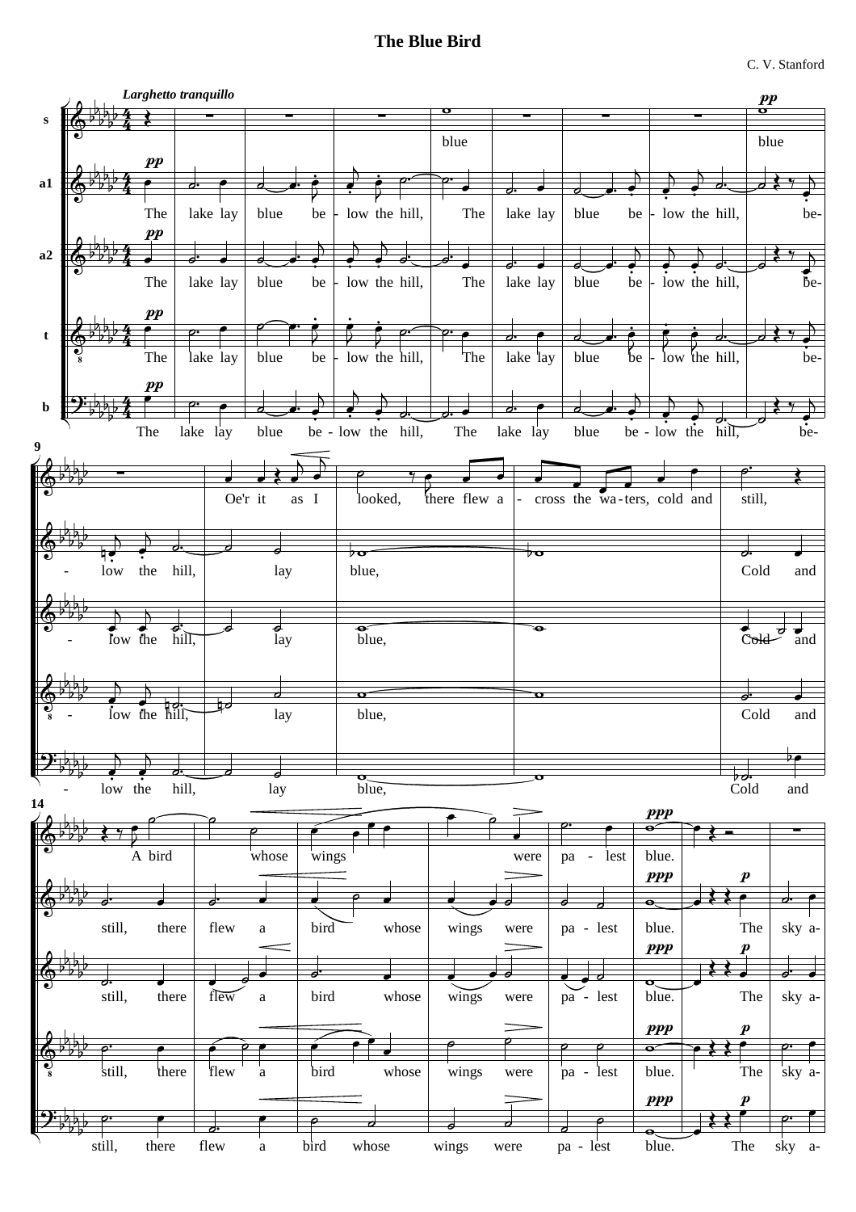# The Blue Bird

C. V. Stanford

*Larghetto tranquillo*

s: blue — blue — Oe'r it as I looked, there flew a - cross the wa-ters, cold and still, A bird whose wings were pa - lest blue.

a1: The lake lay blue be - low the hill, The lake lay blue be - low the hill, be - low the hill, lay blue, Cold and still, there flew a bird whose wings were pa - lest blue. The sky a-

a2: The lake lay blue be - low the hill, The lake lay blue be - low the hill, be - low the hill, lay blue, Cold and still, there flew a bird whose wings were pa - lest blue. The sky a-

t: The lake lay blue be - low the hill, The lake lay blue be - low the hill, be - low the hill, lay blue, Cold and still, there flew a bird whose wings were pa - lest blue. The sky a-

b: The lake lay blue be - low the hill, The lake lay blue be - low the hill, be - low the hill, lay blue, Cold and still, there flew a bird whose wings were pa - lest blue. The sky a-